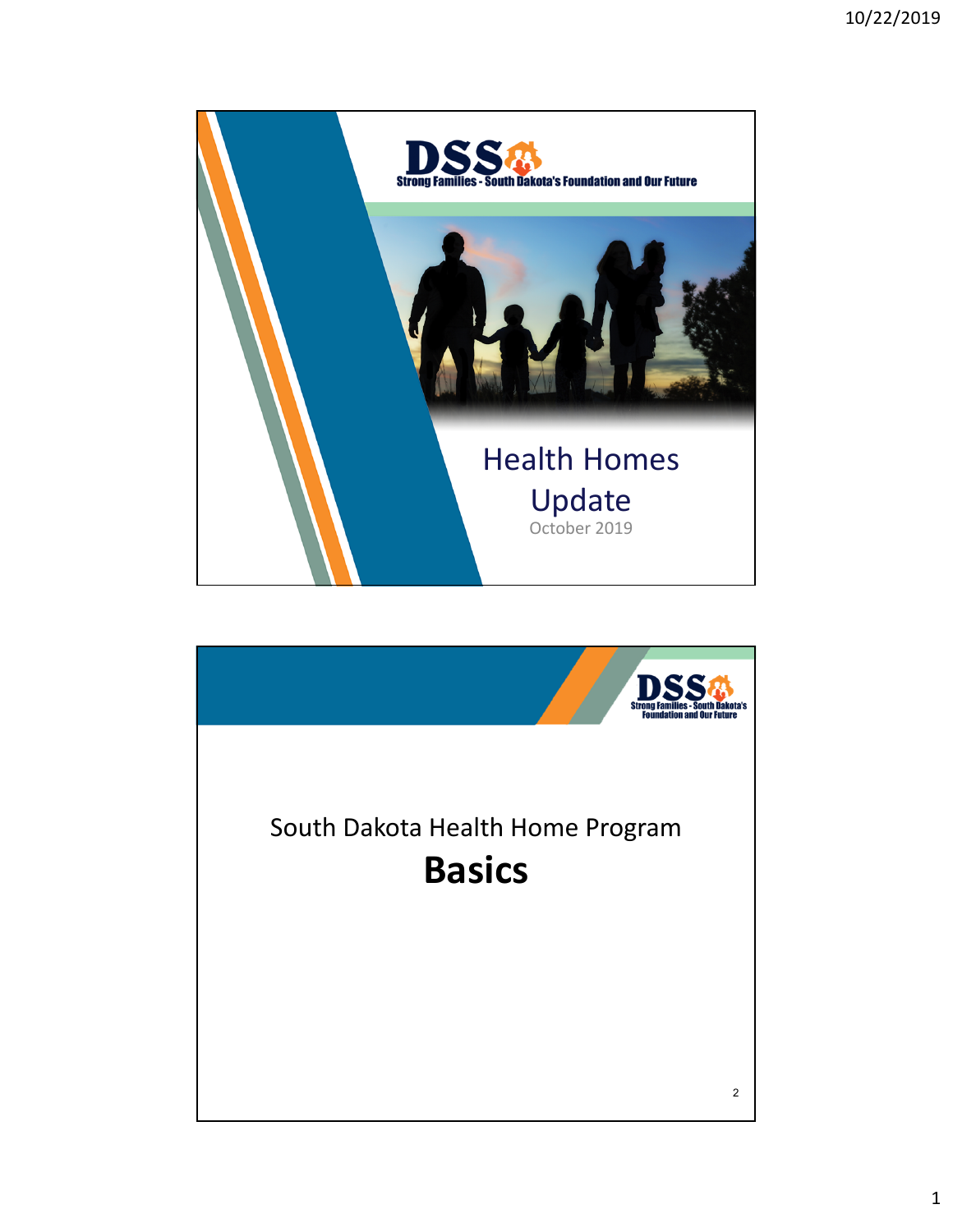DSS Strong Families - South Dakota's Foundation and Our Future

# Health Homes Update

October 2019

DSS Strong Families - South Dakota's Foundation and Our Future

## South Dakota Health Home Program

## **Basics**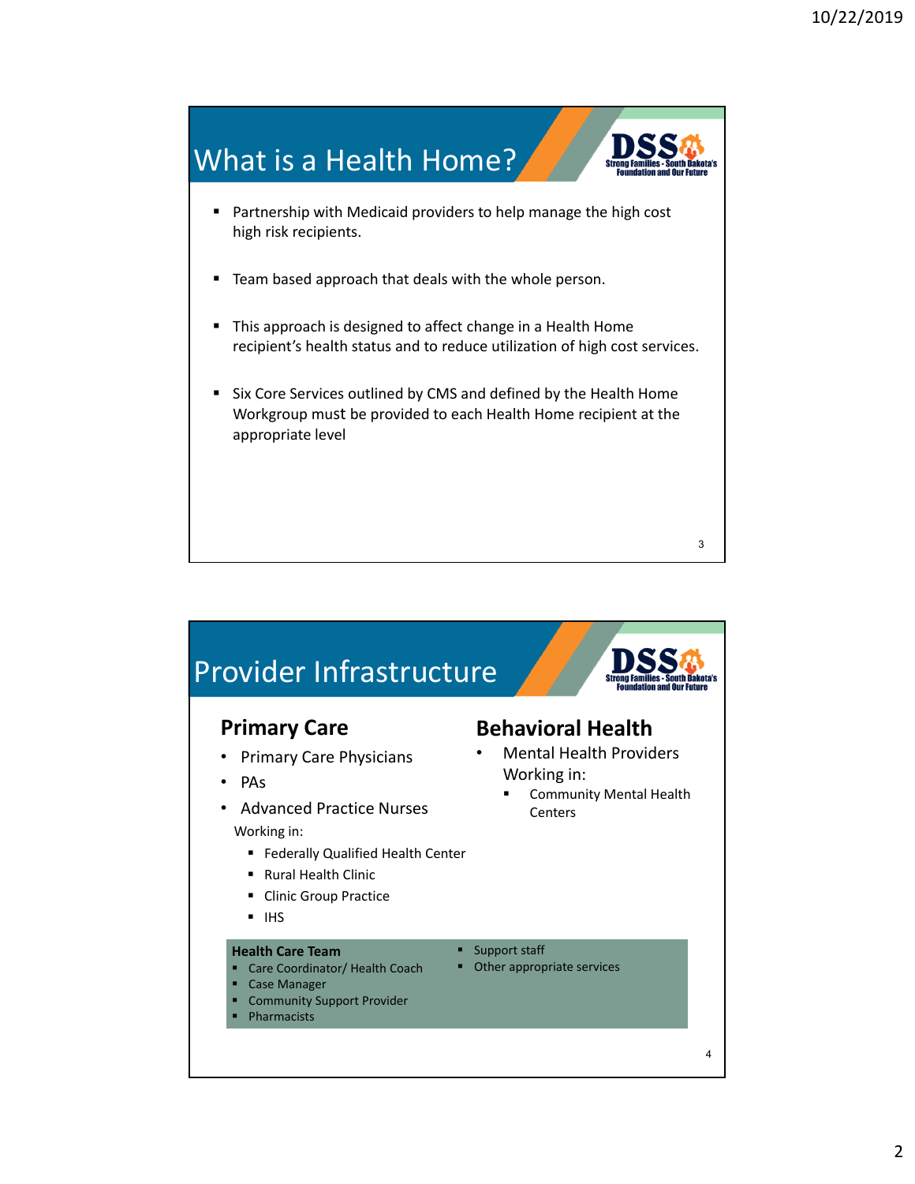## What is a Health Home?

- Partnership with Medicaid providers to help manage the high cost high risk recipients.
- Team based approach that deals with the whole person.
- This approach is designed to affect change in a Health Home recipient's health status and to reduce utilization of high cost services.
- Six Core Services outlined by CMS and defined by the Health Home Workgroup must be provided to each Health Home recipient at the appropriate level

## Provider Infrastructure

### Primary Care

- Primary Care Physicians
- PAs
- Advanced Practice Nurses

Working in:

- Federally Qualified Health Center
- Rural Health Clinic
- Clinic Group Practice
- IHS

### Behavioral Health

- Mental Health Providers Working in:
  - Community Mental Health Centers

**Health Care Team**

- Care Coordinator/ Health Coach
- Case Manager
- Community Support Provider
- Pharmacists
- Support staff
- Other appropriate services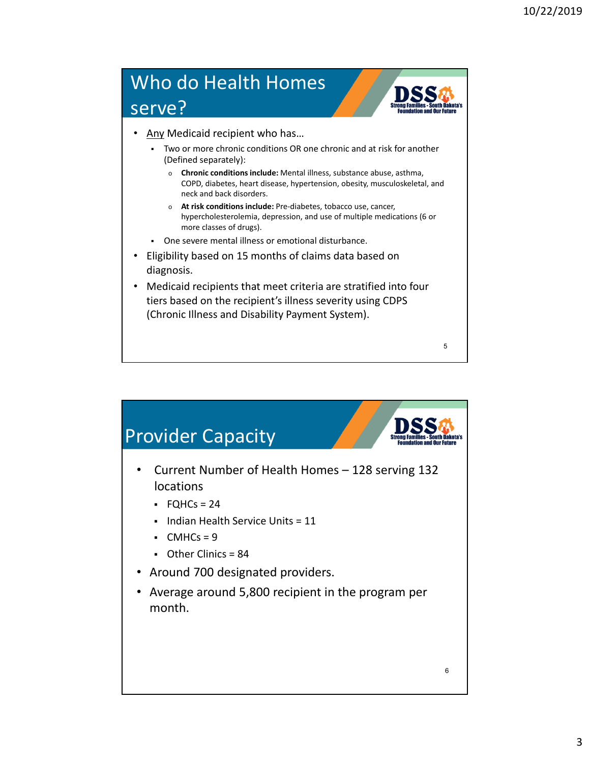## Who do Health Homes serve?

- <u>Any</u> Medicaid recipient who has…
  - Two or more chronic conditions OR one chronic and at risk for another (Defined separately):
    - **Chronic conditions include:** Mental illness, substance abuse, asthma, COPD, diabetes, heart disease, hypertension, obesity, musculoskeletal, and neck and back disorders.
    - **At risk conditions include:** Pre-diabetes, tobacco use, cancer, hypercholesterolemia, depression, and use of multiple medications (6 or more classes of drugs).
  - One severe mental illness or emotional disturbance.
- Eligibility based on 15 months of claims data based on diagnosis.
- Medicaid recipients that meet criteria are stratified into four tiers based on the recipient's illness severity using CDPS (Chronic Illness and Disability Payment System).

## Provider Capacity

- Current Number of Health Homes – 128 serving 132 locations
  - FQHCs = 24
  - Indian Health Service Units = 11
  - CMHCs = 9
  - Other Clinics = 84
- Around 700 designated providers.
- Average around 5,800 recipient in the program per month.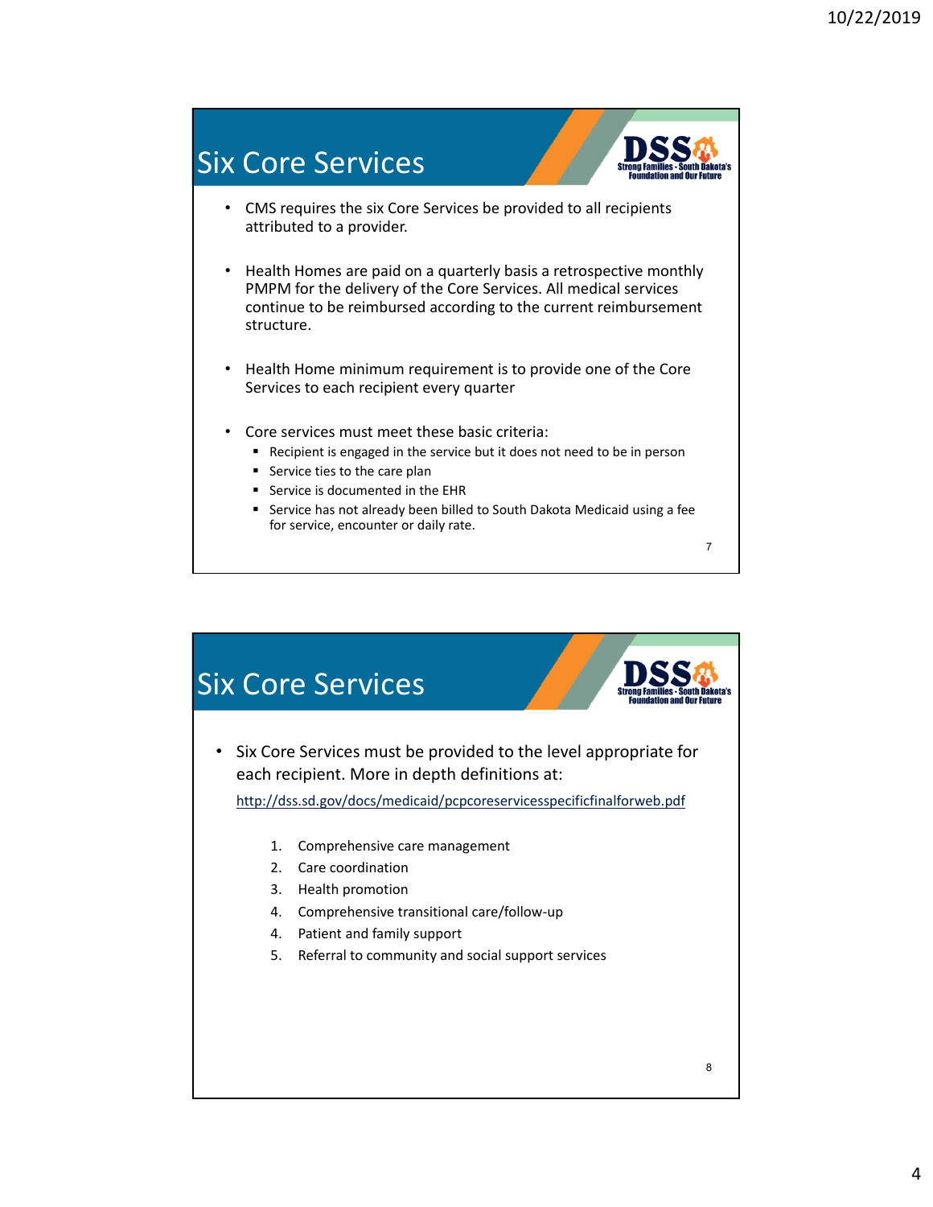## Six Core Services

- CMS requires the six Core Services be provided to all recipients attributed to a provider.
- Health Homes are paid on a quarterly basis a retrospective monthly PMPM for the delivery of the Core Services. All medical services continue to be reimbursed according to the current reimbursement structure.
- Health Home minimum requirement is to provide one of the Core Services to each recipient every quarter
- Core services must meet these basic criteria:
  - Recipient is engaged in the service but it does not need to be in person
  - Service ties to the care plan
  - Service is documented in the EHR
  - Service has not already been billed to South Dakota Medicaid using a fee for service, encounter or daily rate.

## Six Core Services

- Six Core Services must be provided to the level appropriate for each recipient. More in depth definitions at:

  http://dss.sd.gov/docs/medicaid/pcpcoreservicesspecificfinalforweb.pdf

  1. Comprehensive care management
  2. Care coordination
  3. Health promotion
  4. Comprehensive transitional care/follow-up
  4. Patient and family support
  5. Referral to community and social support services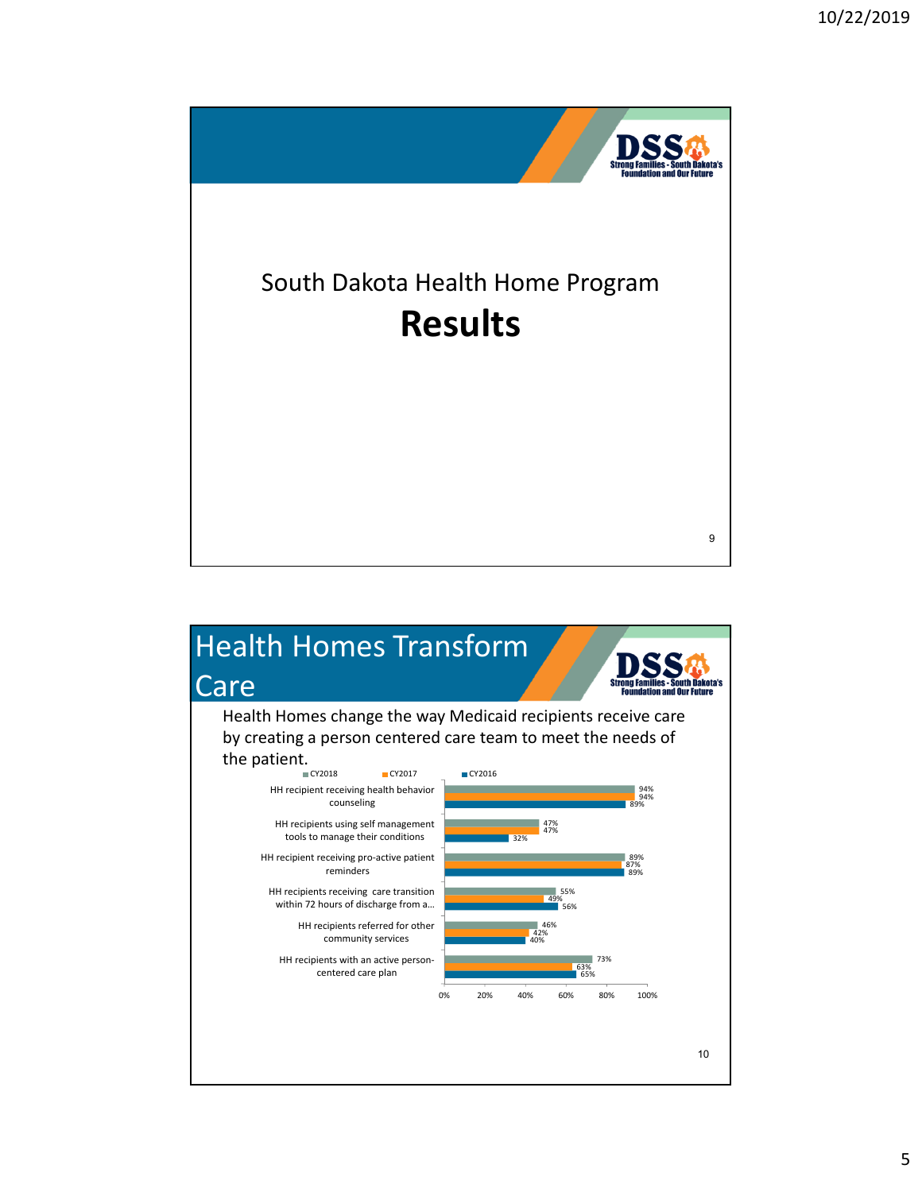South Dakota Health Home Program

# Results

## Health Homes Transform Care

Health Homes change the way Medicaid recipients receive care by creating a person centered care team to meet the needs of the patient.

| Measure | CY2018 | CY2017 | CY2016 |
|---|---|---|---|
| HH recipient receiving health behavior counseling | 94% | 94% | 89% |
| HH recipients using self management tools to manage their conditions | 47% | 47% | 32% |
| HH recipient receiving pro-active patient reminders | 89% | 87% | 89% |
| HH recipients receiving care transition within 72 hours of discharge from a... | 55% | 49% | 56% |
| HH recipients referred for other community services | 46% | 42% | 40% |
| HH recipients with an active person-centered care plan | 73% | 63% | 65% |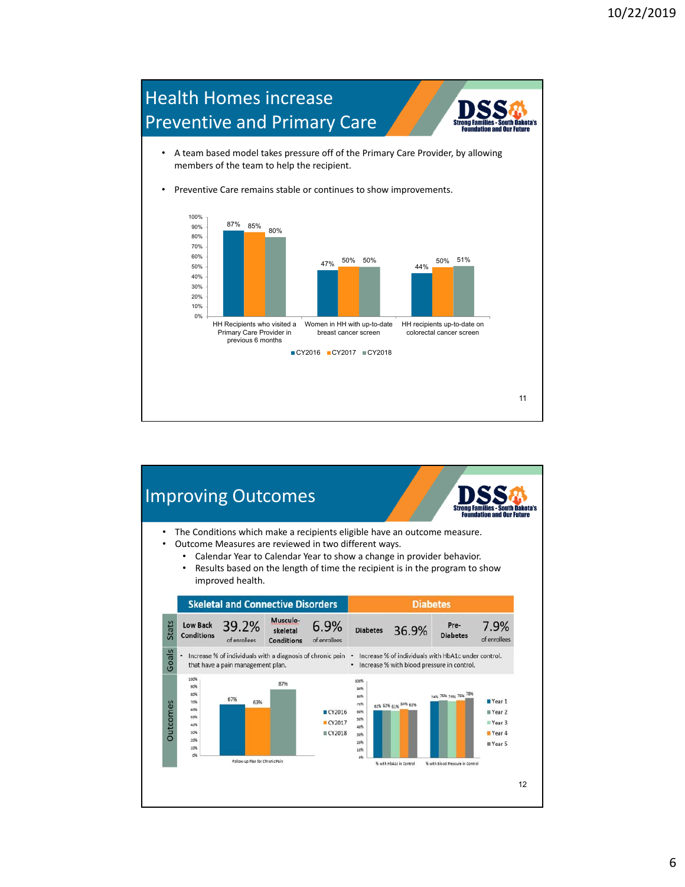## Health Homes increase Preventive and Primary Care

- A team based model takes pressure off of the Primary Care Provider, by allowing members of the team to help the recipient.
- Preventive Care remains stable or continues to show improvements.

| | CY2016 | CY2017 | CY2018 |
|---|---|---|---|
| HH Recipients who visited a Primary Care Provider in previous 6 months | 87% | 85% | 80% |
| Women in HH with up-to-date breast cancer screen | 47% | 50% | 50% |
| HH recipients up-to-date on colorectal cancer screen | 44% | 50% | 51% |

## Improving Outcomes

- The Conditions which make a recipients eligible have an outcome measure.
- Outcome Measures are reviewed in two different ways.
  - Calendar Year to Calendar Year to show a change in provider behavior.
  - Results based on the length of time the recipient is in the program to show improved health.

| | Skeletal and Connective Disorders | Diabetes |
|---|---|---|
| Stats | Low Back Conditions: 39.2% of enrollees; Musculo-skeletal Conditions: 6.9% of enrollees | Diabetes: 36.9%; Pre-Diabetes: 7.9% of enrollees |
| Goals | Increase % of individuals with a diagnosis of chronic pain that have a pain management plan. | Increase % of individuals with HbA1c under control. Increase % with blood pressure in control. |

**Outcomes – Follow-up Plan for Chronic Pain**

| CY2016 | CY2017 | CY2018 |
|---|---|---|
| 67% | 63% | 87% |

**Outcomes – Diabetes**

| | Year 1 | Year 2 | Year 3 | Year 4 | Year 5 |
|---|---|---|---|---|---|
| % with HbA1c in Control | 62% | 62% | 61% | 64% | 63% |
| % with Blood Pressure in Control | 74% | 75% | 74% | 75% | 78% |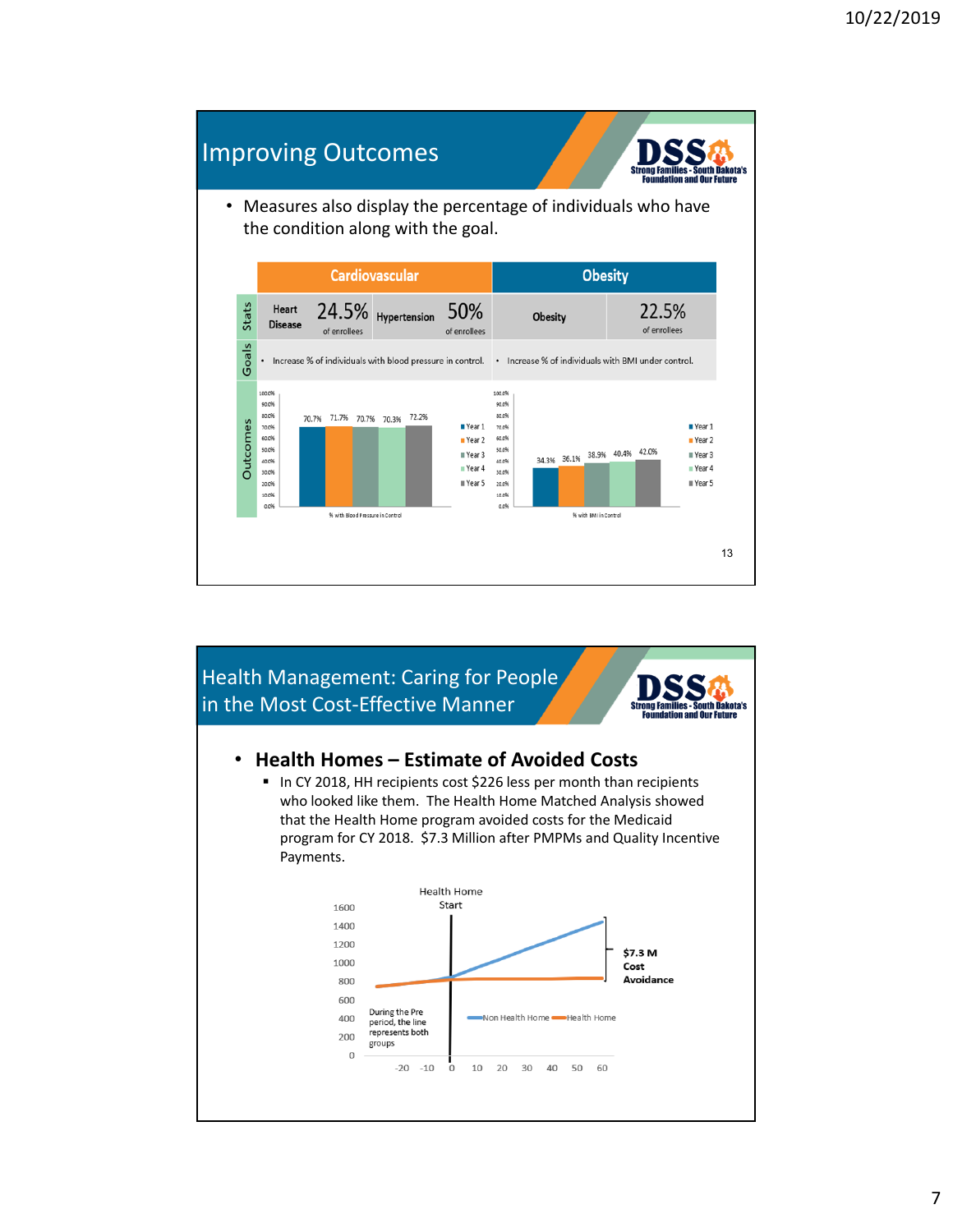## Improving Outcomes

- Measures also display the percentage of individuals who have the condition along with the goal.

| | Cardiovascular | | | | Obesity | |
|---|---|---|---|---|---|---|
| Stats | Heart Disease | 24.5% of enrollees | Hypertension | 50% of enrollees | Obesity | 22.5% of enrollees |
| Goals | • Increase % of individuals with blood pressure in control. | | | | • Increase % of individuals with BMI under control. | |

**Outcomes**

% with Blood Pressure in Control: Year 1 70.7%, Year 2 71.7%, Year 3 70.7%, Year 4 70.3%, Year 5 72.2%

% with BMI in Control: Year 1 34.3%, Year 2 36.1%, Year 3 38.9%, Year 4 40.4%, Year 5 42.0%

## Health Management: Caring for People in the Most Cost-Effective Manner

- **Health Homes – Estimate of Avoided Costs**
  - In CY 2018, HH recipients cost $226 less per month than recipients who looked like them. The Health Home Matched Analysis showed that the Health Home program avoided costs for the Medicaid program for CY 2018. $7.3 Million after PMPMs and Quality Incentive Payments.

Health Home Start

$7.3 M Cost Avoidance

During the Pre period, the line represents both groups

Non Health Home — Health Home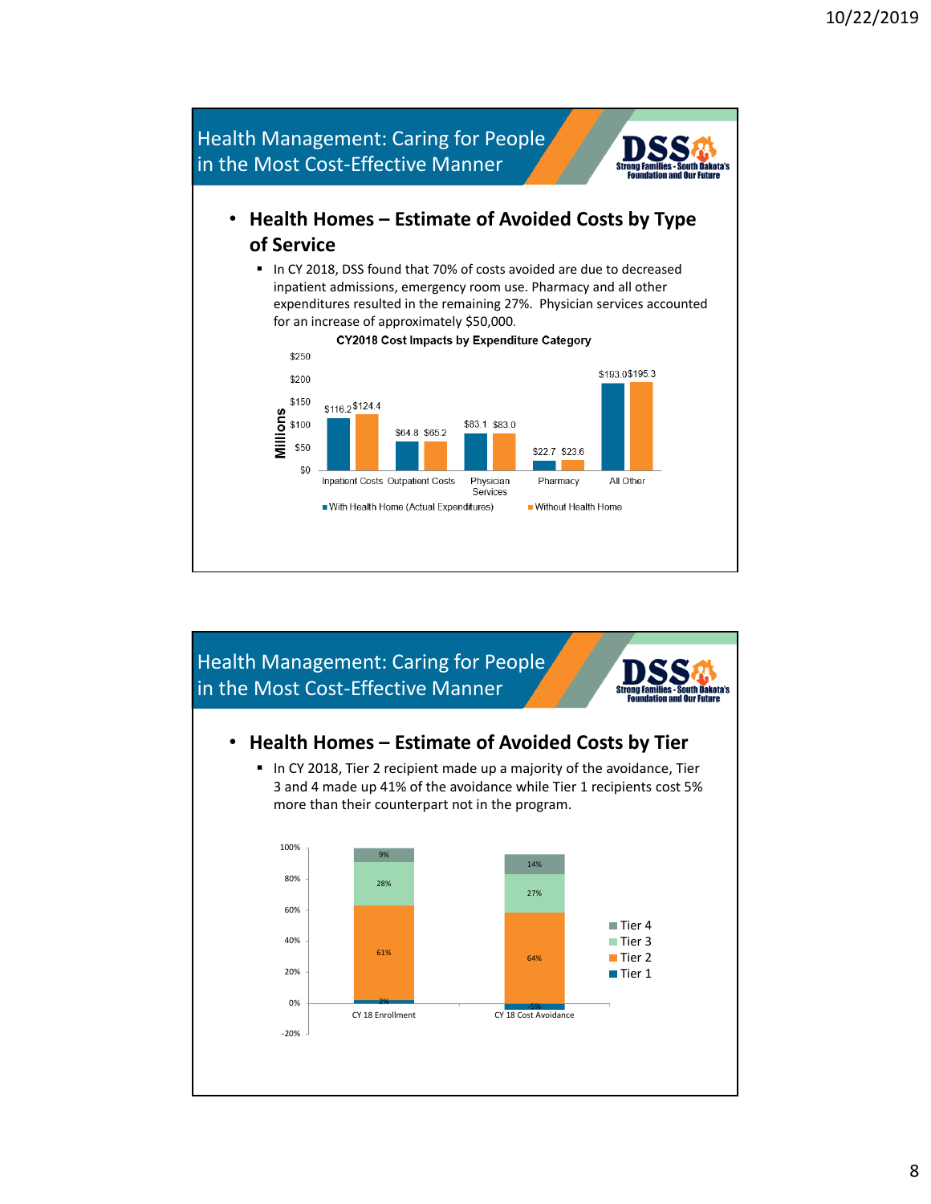## Health Management: Caring for People in the Most Cost-Effective Manner

- **Health Homes – Estimate of Avoided Costs by Type of Service**
  - In CY 2018, DSS found that 70% of costs avoided are due to decreased inpatient admissions, emergency room use. Pharmacy and all other expenditures resulted in the remaining 27%. Physician services accounted for an increase of approximately $50,000.

**CY2018 Cost Impacts by Expenditure Category**

| Category (Millions) | With Health Home (Actual Expenditures) | Without Health Home |
| --- | --- | --- |
| Inpatient Costs | $116.2 | $124.4 |
| Outpatient Costs | $64.8 | $65.2 |
| Physician Services | $83.1 | $83.0 |
| Pharmacy | $22.7 | $23.6 |
| All Other | $193.0 | $195.3 |

## Health Management: Caring for People in the Most Cost-Effective Manner

- **Health Homes – Estimate of Avoided Costs by Tier**
  - In CY 2018, Tier 2 recipient made up a majority of the avoidance, Tier 3 and 4 made up 41% of the avoidance while Tier 1 recipients cost 5% more than their counterpart not in the program.

| Tier | CY 18 Enrollment | CY 18 Cost Avoidance |
| --- | --- | --- |
| Tier 4 | 9% | 14% |
| Tier 3 | 28% | 27% |
| Tier 2 | 61% | 64% |
| Tier 1 | 2% | -5% |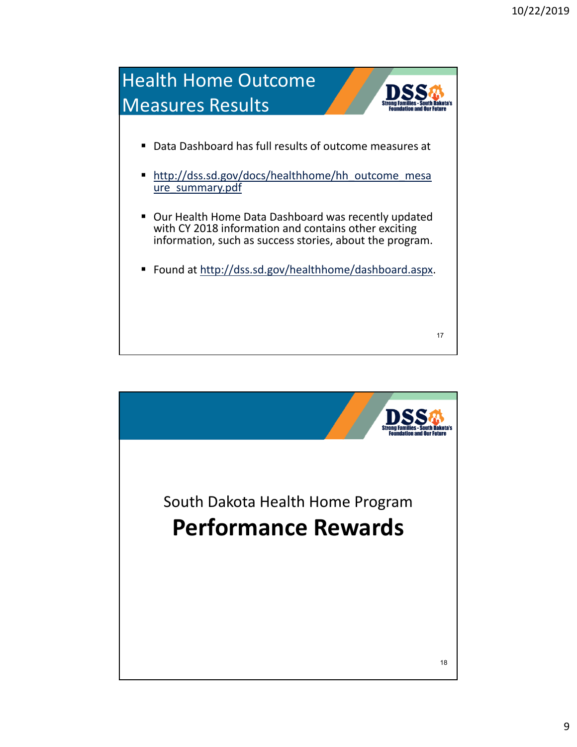## Health Home Outcome Measures Results

- Data Dashboard has full results of outcome measures at
- http://dss.sd.gov/docs/healthhome/hh_outcome_measure_summary.pdf
- Our Health Home Data Dashboard was recently updated with CY 2018 information and contains other exciting information, such as success stories, about the program.
- Found at http://dss.sd.gov/healthhome/dashboard.aspx.

South Dakota Health Home Program

## Performance Rewards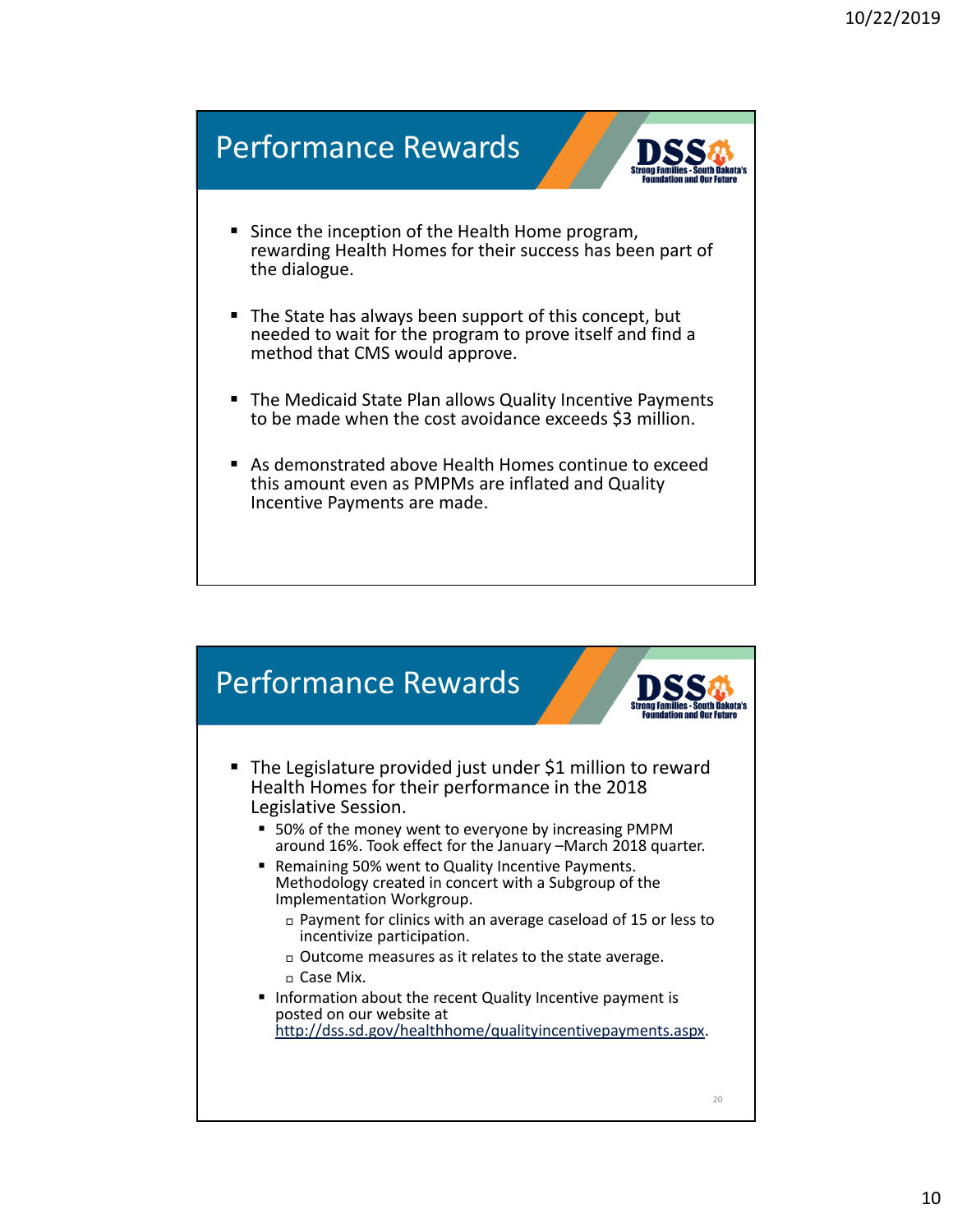## Performance Rewards

- Since the inception of the Health Home program, rewarding Health Homes for their success has been part of the dialogue.
- The State has always been support of this concept, but needed to wait for the program to prove itself and find a method that CMS would approve.
- The Medicaid State Plan allows Quality Incentive Payments to be made when the cost avoidance exceeds $3 million.
- As demonstrated above Health Homes continue to exceed this amount even as PMPMs are inflated and Quality Incentive Payments are made.

## Performance Rewards

- The Legislature provided just under $1 million to reward Health Homes for their performance in the 2018 Legislative Session.
  - 50% of the money went to everyone by increasing PMPM around 16%. Took effect for the January –March 2018 quarter.
  - Remaining 50% went to Quality Incentive Payments. Methodology created in concert with a Subgroup of the Implementation Workgroup.
    - Payment for clinics with an average caseload of 15 or less to incentivize participation.
    - Outcome measures as it relates to the state average.
    - Case Mix.
  - Information about the recent Quality Incentive payment is posted on our website at http://dss.sd.gov/healthhome/qualityincentivepayments.aspx.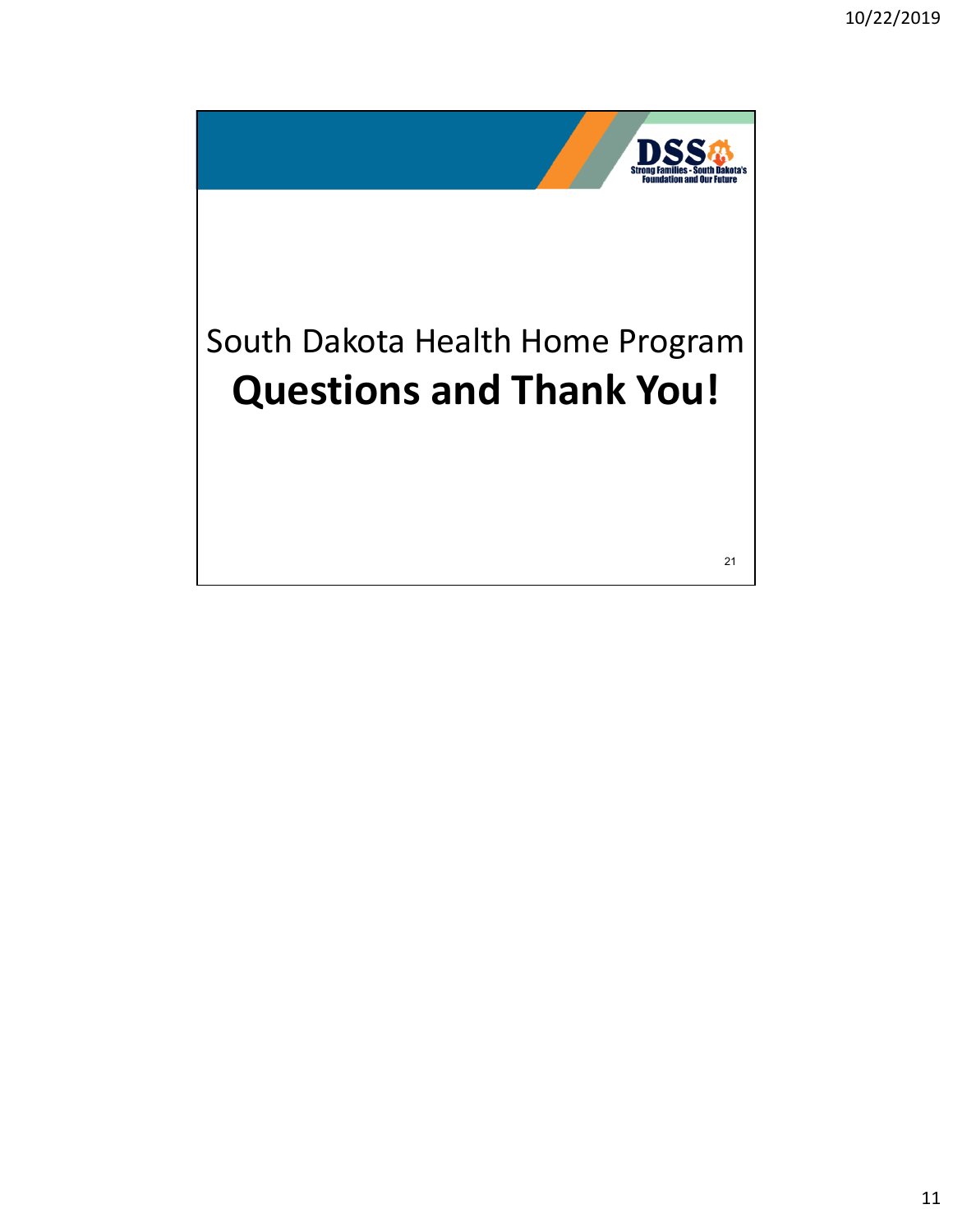South Dakota Health Home Program

# Questions and Thank You!